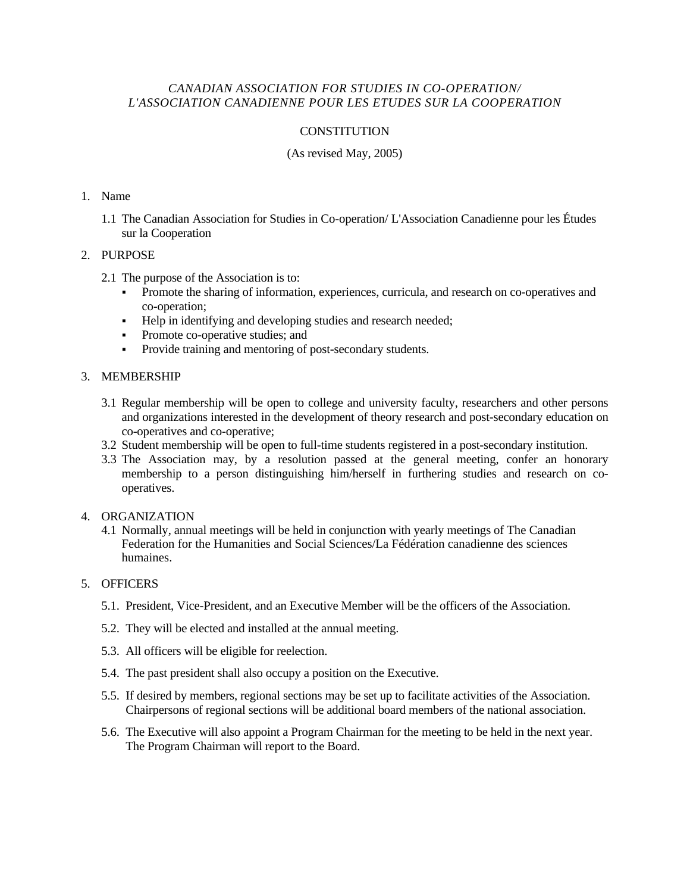*CANADIAN ASSOCIATION FOR STUDIES IN CO-OPERATION/*
*L'ASSOCIATION CANADIENNE POUR LES ETUDES SUR LA COOPERATION*

CONSTITUTION

(As revised May, 2005)

1. Name

   1.1 The Canadian Association for Studies in Co-operation/ L'Association Canadienne pour les Études sur la Cooperation

2. PURPOSE

   2.1 The purpose of the Association is to:
   - Promote the sharing of information, experiences, curricula, and research on co-operatives and co-operation;
   - Help in identifying and developing studies and research needed;
   - Promote co-operative studies; and
   - Provide training and mentoring of post-secondary students.

3. MEMBERSHIP

   3.1 Regular membership will be open to college and university faculty, researchers and other persons and organizations interested in the development of theory research and post-secondary education on co-operatives and co-operative;
   3.2 Student membership will be open to full-time students registered in a post-secondary institution.
   3.3 The Association may, by a resolution passed at the general meeting, confer an honorary membership to a person distinguishing him/herself in furthering studies and research on co-operatives.

4. ORGANIZATION

   4.1 Normally, annual meetings will be held in conjunction with yearly meetings of The Canadian Federation for the Humanities and Social Sciences/La Fédération canadienne des sciences humaines.

5. OFFICERS

   5.1. President, Vice-President, and an Executive Member will be the officers of the Association.

   5.2. They will be elected and installed at the annual meeting.

   5.3. All officers will be eligible for reelection.

   5.4. The past president shall also occupy a position on the Executive.

   5.5. If desired by members, regional sections may be set up to facilitate activities of the Association. Chairpersons of regional sections will be additional board members of the national association.

   5.6. The Executive will also appoint a Program Chairman for the meeting to be held in the next year. The Program Chairman will report to the Board.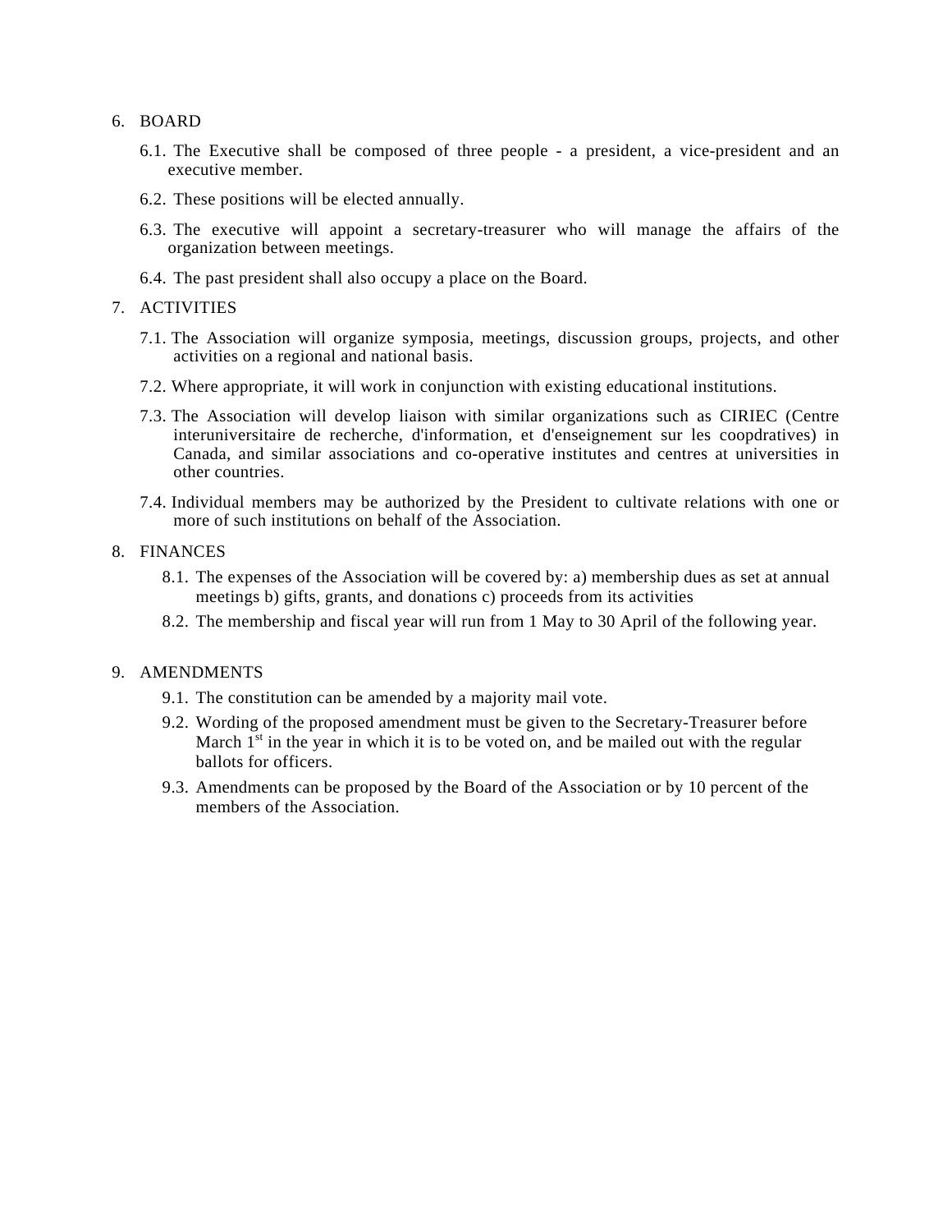6. BOARD

   6.1. The Executive shall be composed of three people - a president, a vice-president and an executive member.

   6.2. These positions will be elected annually.

   6.3. The executive will appoint a secretary-treasurer who will manage the affairs of the organization between meetings.

   6.4. The past president shall also occupy a place on the Board.

7. ACTIVITIES

   7.1. The Association will organize symposia, meetings, discussion groups, projects, and other activities on a regional and national basis.

   7.2. Where appropriate, it will work in conjunction with existing educational institutions.

   7.3. The Association will develop liaison with similar organizations such as CIRIEC (Centre interuniversitaire de recherche, d'information, et d'enseignement sur les coopdratives) in Canada, and similar associations and co-operative institutes and centres at universities in other countries.

   7.4. Individual members may be authorized by the President to cultivate relations with one or more of such institutions on behalf of the Association.

8. FINANCES

   8.1. The expenses of the Association will be covered by: a) membership dues as set at annual meetings b) gifts, grants, and donations c) proceeds from its activities

   8.2. The membership and fiscal year will run from 1 May to 30 April of the following year.

9. AMENDMENTS

   9.1. The constitution can be amended by a majority mail vote.

   9.2. Wording of the proposed amendment must be given to the Secretary-Treasurer before March 1st in the year in which it is to be voted on, and be mailed out with the regular ballots for officers.

   9.3. Amendments can be proposed by the Board of the Association or by 10 percent of the members of the Association.